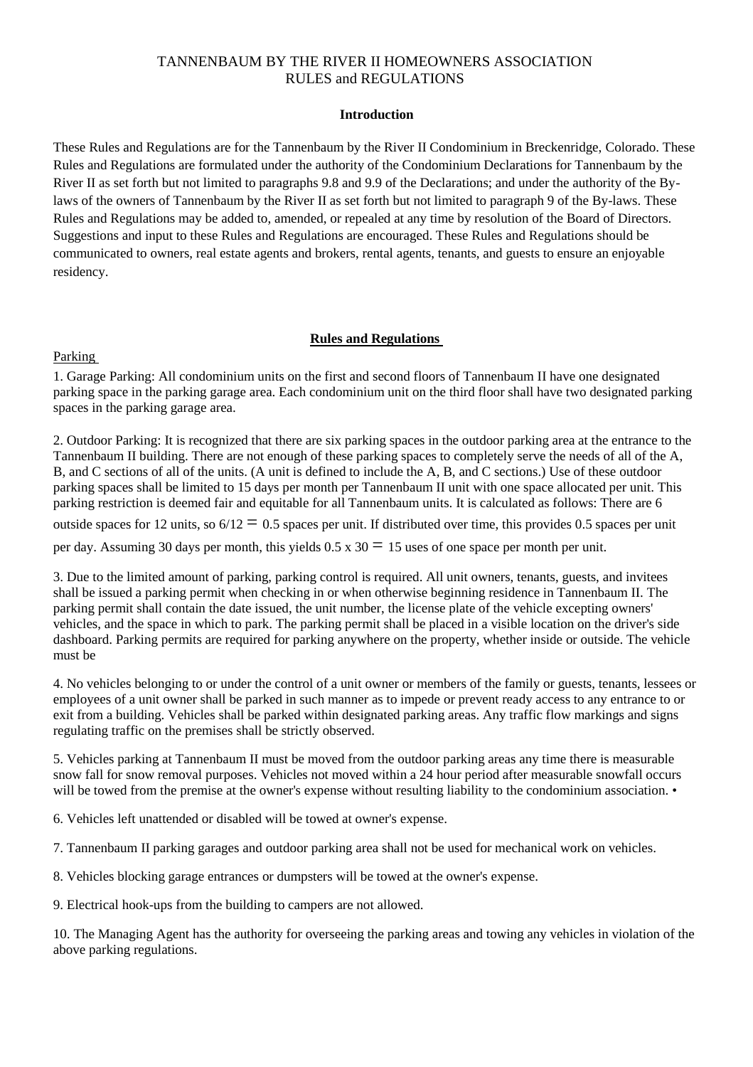# TANNENBAUM BY THE RIVER II HOMEOWNERS ASSOCIATION RULES and REGULATIONS

## Introduction

These Rules and Regulations are for the Tannenbaum by the River II Condominium in Breckenridge, Colorado. These Rules and Regulations are formulated under the authority of the Condominium Declarations for Tannenbaum by the River II as set forth but not limited to paragraphs 9.8 and 9.9 of the Declarations; and under the authority of the By-laws of the owners of Tannenbaum by the River II as set forth but not limited to paragraph 9 of the By-laws. These Rules and Regulations may be added to, amended, or repealed at any time by resolution of the Board of Directors. Suggestions and input to these Rules and Regulations are encouraged. These Rules and Regulations should be communicated to owners, real estate agents and brokers, rental agents, tenants, and guests to ensure an enjoyable residency.

## Rules and Regulations

### Parking

1. Garage Parking: All condominium units on the first and second floors of Tannenbaum II have one designated parking space in the parking garage area. Each condominium unit on the third floor shall have two designated parking spaces in the parking garage area.

2. Outdoor Parking: It is recognized that there are six parking spaces in the outdoor parking area at the entrance to the Tannenbaum II building. There are not enough of these parking spaces to completely serve the needs of all of the A, B, and C sections of all of the units. (A unit is defined to include the A, B, and C sections.) Use of these outdoor parking spaces shall be limited to 15 days per month per Tannenbaum II unit with one space allocated per unit. This parking restriction is deemed fair and equitable for all Tannenbaum units. It is calculated as follows: There are 6 outside spaces for 12 units, so $6/12 = 0.5$ spaces per unit. If distributed over time, this provides 0.5 spaces per unit per day. Assuming 30 days per month, this yields $0.5 \times 30 = 15$ uses of one space per month per unit.

3. Due to the limited amount of parking, parking control is required. All unit owners, tenants, guests, and invitees shall be issued a parking permit when checking in or when otherwise beginning residence in Tannenbaum II. The parking permit shall contain the date issued, the unit number, the license plate of the vehicle excepting owners' vehicles, and the space in which to park. The parking permit shall be placed in a visible location on the driver's side dashboard. Parking permits are required for parking anywhere on the property, whether inside or outside. The vehicle must be

4. No vehicles belonging to or under the control of a unit owner or members of the family or guests, tenants, lessees or employees of a unit owner shall be parked in such manner as to impede or prevent ready access to any entrance to or exit from a building. Vehicles shall be parked within designated parking areas. Any traffic flow markings and signs regulating traffic on the premises shall be strictly observed.

5. Vehicles parking at Tannenbaum II must be moved from the outdoor parking areas any time there is measurable snow fall for snow removal purposes. Vehicles not moved within a 24 hour period after measurable snowfall occurs will be towed from the premise at the owner's expense without resulting liability to the condominium association. •

6. Vehicles left unattended or disabled will be towed at owner's expense.

7. Tannenbaum II parking garages and outdoor parking area shall not be used for mechanical work on vehicles.

8. Vehicles blocking garage entrances or dumpsters will be towed at the owner's expense.

9. Electrical hook-ups from the building to campers are not allowed.

10. The Managing Agent has the authority for overseeing the parking areas and towing any vehicles in violation of the above parking regulations.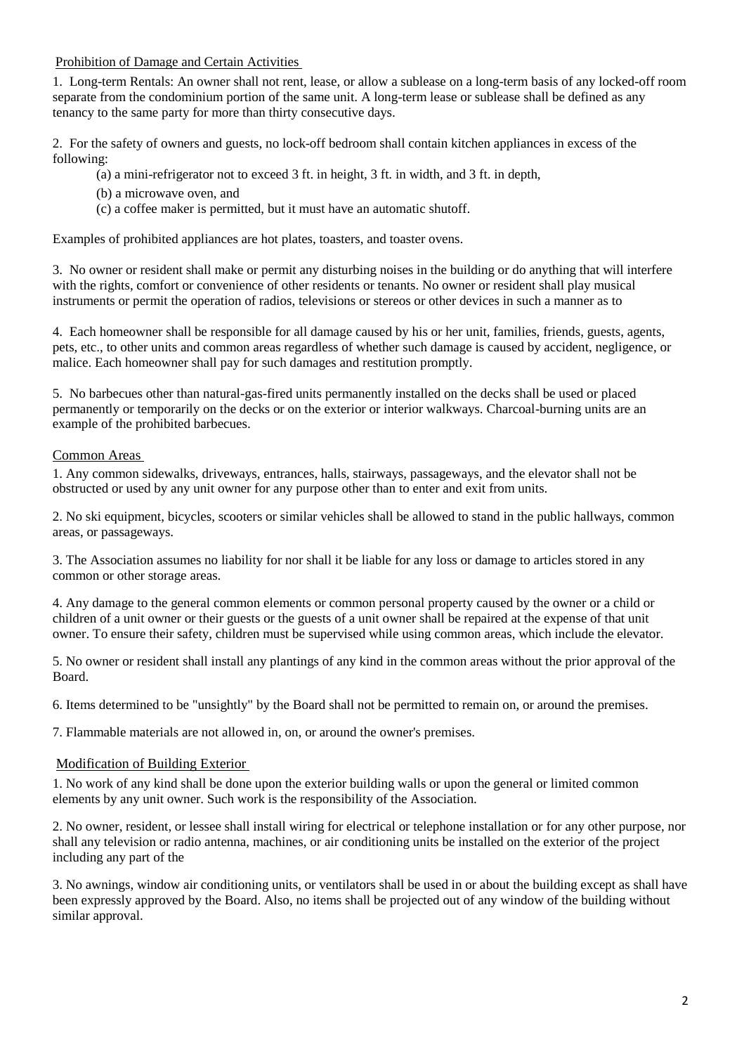Prohibition of Damage and Certain Activities

1. Long-term Rentals: An owner shall not rent, lease, or allow a sublease on a long-term basis of any locked-off room separate from the condominium portion of the same unit. A long-term lease or sublease shall be defined as any tenancy to the same party for more than thirty consecutive days.

2. For the safety of owners and guests, no lock-off bedroom shall contain kitchen appliances in excess of the following:

   (a) a mini-refrigerator not to exceed 3 ft. in height, 3 ft. in width, and 3 ft. in depth,

   (b) a microwave oven, and

   (c) a coffee maker is permitted, but it must have an automatic shutoff.

Examples of prohibited appliances are hot plates, toasters, and toaster ovens.

3. No owner or resident shall make or permit any disturbing noises in the building or do anything that will interfere with the rights, comfort or convenience of other residents or tenants. No owner or resident shall play musical instruments or permit the operation of radios, televisions or stereos or other devices in such a manner as to

4. Each homeowner shall be responsible for all damage caused by his or her unit, families, friends, guests, agents, pets, etc., to other units and common areas regardless of whether such damage is caused by accident, negligence, or malice. Each homeowner shall pay for such damages and restitution promptly.

5. No barbecues other than natural-gas-fired units permanently installed on the decks shall be used or placed permanently or temporarily on the decks or on the exterior or interior walkways. Charcoal-burning units are an example of the prohibited barbecues.

Common Areas

1. Any common sidewalks, driveways, entrances, halls, stairways, passageways, and the elevator shall not be obstructed or used by any unit owner for any purpose other than to enter and exit from units.

2. No ski equipment, bicycles, scooters or similar vehicles shall be allowed to stand in the public hallways, common areas, or passageways.

3. The Association assumes no liability for nor shall it be liable for any loss or damage to articles stored in any common or other storage areas.

4. Any damage to the general common elements or common personal property caused by the owner or a child or children of a unit owner or their guests or the guests of a unit owner shall be repaired at the expense of that unit owner. To ensure their safety, children must be supervised while using common areas, which include the elevator.

5. No owner or resident shall install any plantings of any kind in the common areas without the prior approval of the Board.

6. Items determined to be "unsightly" by the Board shall not be permitted to remain on, or around the premises.

7. Flammable materials are not allowed in, on, or around the owner's premises.

Modification of Building Exterior

1. No work of any kind shall be done upon the exterior building walls or upon the general or limited common elements by any unit owner. Such work is the responsibility of the Association.

2. No owner, resident, or lessee shall install wiring for electrical or telephone installation or for any other purpose, nor shall any television or radio antenna, machines, or air conditioning units be installed on the exterior of the project including any part of the

3. No awnings, window air conditioning units, or ventilators shall be used in or about the building except as shall have been expressly approved by the Board. Also, no items shall be projected out of any window of the building without similar approval.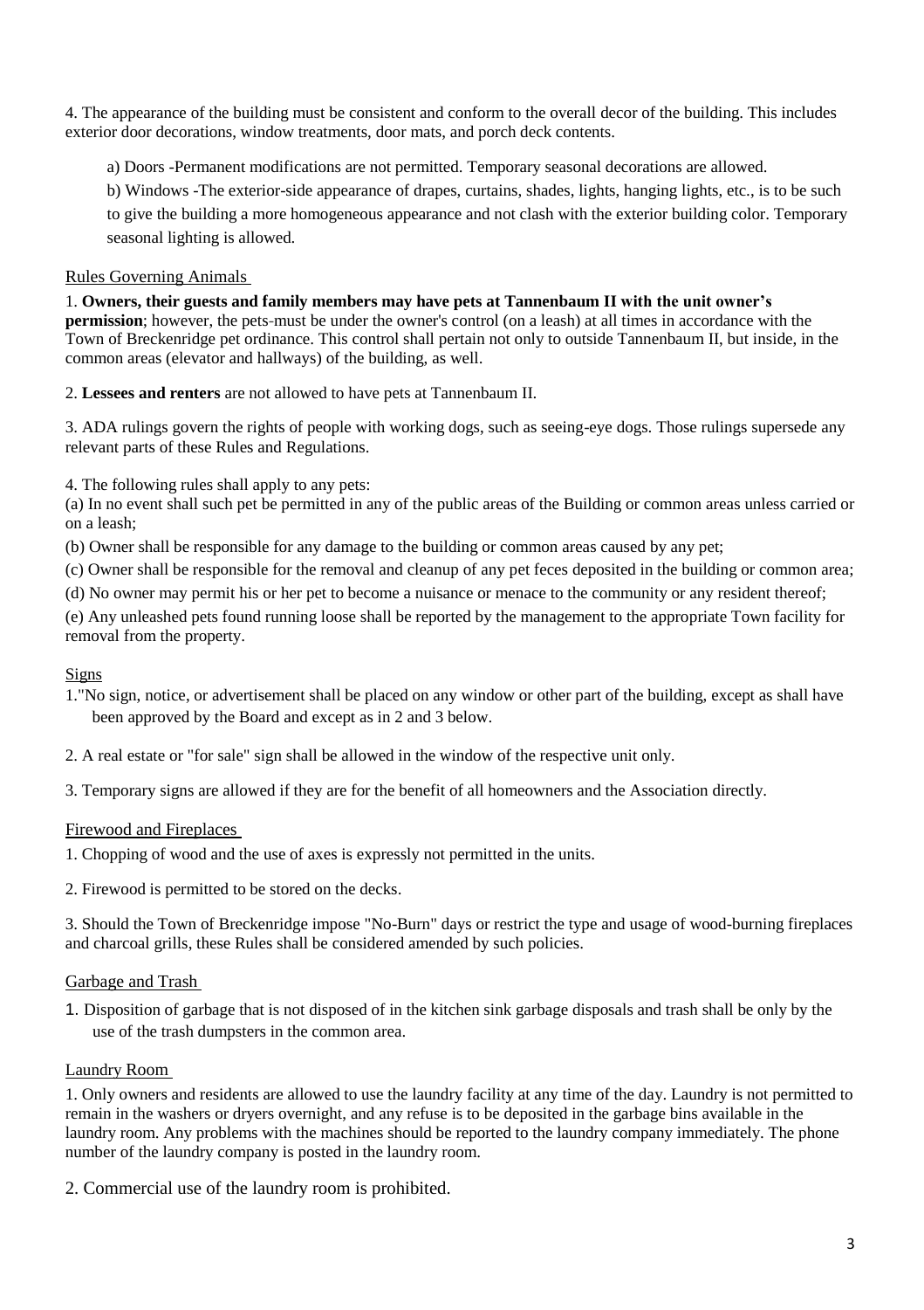4. The appearance of the building must be consistent and conform to the overall decor of the building. This includes exterior door decorations, window treatments, door mats, and porch deck contents.

a) Doors -Permanent modifications are not permitted. Temporary seasonal decorations are allowed.

b) Windows -The exterior-side appearance of drapes, curtains, shades, lights, hanging lights, etc., is to be such to give the building a more homogeneous appearance and not clash with the exterior building color. Temporary seasonal lighting is allowed.

## Rules Governing Animals

1. **Owners, their guests and family members may have pets at Tannenbaum II with the unit owner's permission**; however, the pets must be under the owner's control (on a leash) at all times in accordance with the Town of Breckenridge pet ordinance. This control shall pertain not only to outside Tannenbaum II, but inside, in the common areas (elevator and hallways) of the building, as well.

2. **Lessees and renters** are not allowed to have pets at Tannenbaum II.

3. ADA rulings govern the rights of people with working dogs, such as seeing-eye dogs. Those rulings supersede any relevant parts of these Rules and Regulations.

4. The following rules shall apply to any pets:

(a) In no event shall such pet be permitted in any of the public areas of the Building or common areas unless carried or on a leash;

(b) Owner shall be responsible for any damage to the building or common areas caused by any pet;

(c) Owner shall be responsible for the removal and cleanup of any pet feces deposited in the building or common area;

(d) No owner may permit his or her pet to become a nuisance or menace to the community or any resident thereof;

(e) Any unleashed pets found running loose shall be reported by the management to the appropriate Town facility for removal from the property.

## Signs

1."No sign, notice, or advertisement shall be placed on any window or other part of the building, except as shall have been approved by the Board and except as in 2 and 3 below.

2. A real estate or "for sale" sign shall be allowed in the window of the respective unit only.

3. Temporary signs are allowed if they are for the benefit of all homeowners and the Association directly.

## Firewood and Fireplaces

1. Chopping of wood and the use of axes is expressly not permitted in the units.

2. Firewood is permitted to be stored on the decks.

3. Should the Town of Breckenridge impose "No-Burn" days or restrict the type and usage of wood-burning fireplaces and charcoal grills, these Rules shall be considered amended by such policies.

## Garbage and Trash

1. Disposition of garbage that is not disposed of in the kitchen sink garbage disposals and trash shall be only by the use of the trash dumpsters in the common area.

## Laundry Room

1. Only owners and residents are allowed to use the laundry facility at any time of the day. Laundry is not permitted to remain in the washers or dryers overnight, and any refuse is to be deposited in the garbage bins available in the laundry room. Any problems with the machines should be reported to the laundry company immediately. The phone number of the laundry company is posted in the laundry room.

2. Commercial use of the laundry room is prohibited.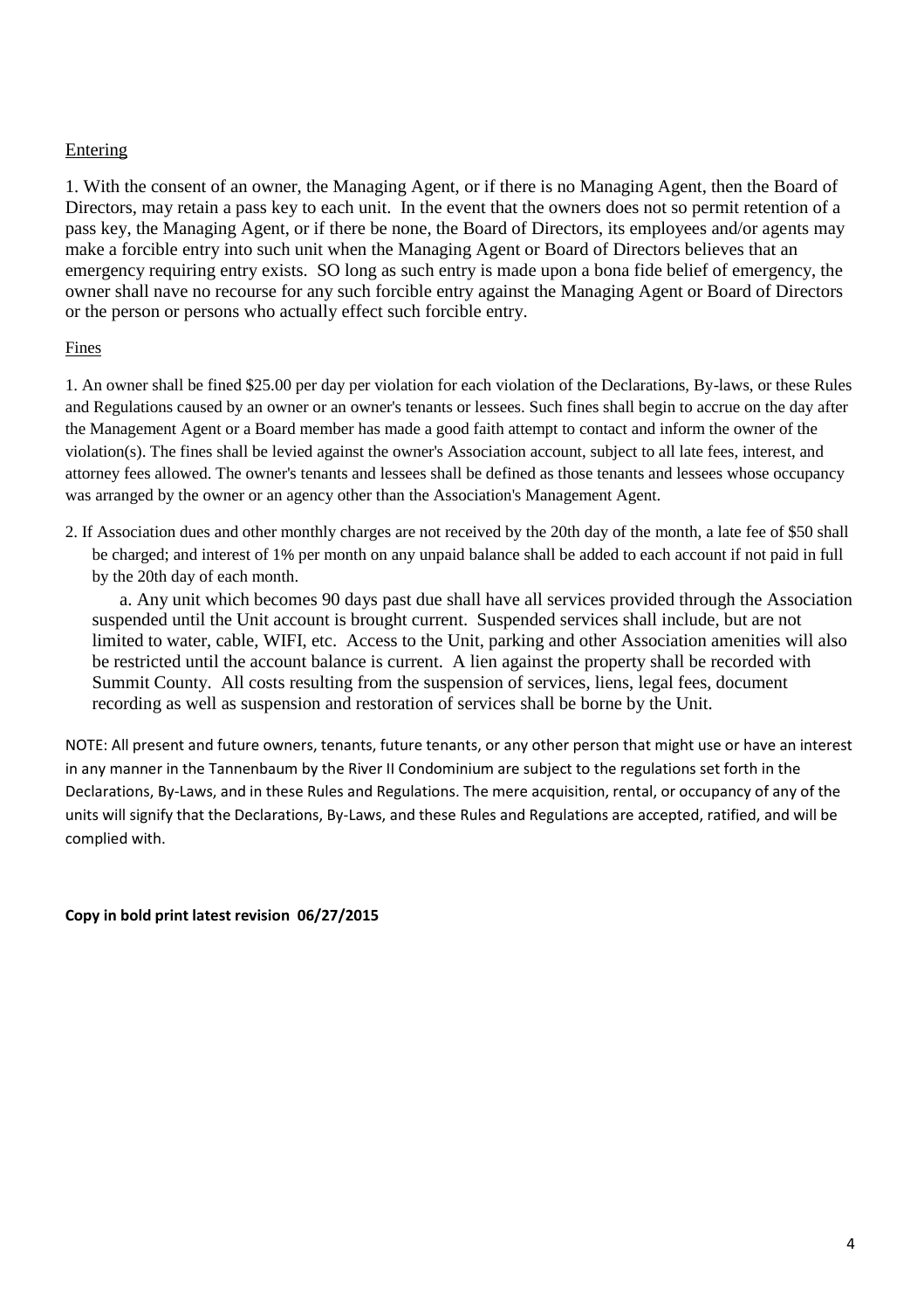Entering

1. With the consent of an owner, the Managing Agent, or if there is no Managing Agent, then the Board of Directors, may retain a pass key to each unit. In the event that the owners does not so permit retention of a pass key, the Managing Agent, or if there be none, the Board of Directors, its employees and/or agents may make a forcible entry into such unit when the Managing Agent or Board of Directors believes that an emergency requiring entry exists. SO long as such entry is made upon a bona fide belief of emergency, the owner shall nave no recourse for any such forcible entry against the Managing Agent or Board of Directors or the person or persons who actually effect such forcible entry.

Fines

1. An owner shall be fined $25.00 per day per violation for each violation of the Declarations, By-laws, or these Rules and Regulations caused by an owner or an owner's tenants or lessees. Such fines shall begin to accrue on the day after the Management Agent or a Board member has made a good faith attempt to contact and inform the owner of the violation(s). The fines shall be levied against the owner's Association account, subject to all late fees, interest, and attorney fees allowed. The owner's tenants and lessees shall be defined as those tenants and lessees whose occupancy was arranged by the owner or an agency other than the Association's Management Agent.

2. If Association dues and other monthly charges are not received by the 20th day of the month, a late fee of $50 shall be charged; and interest of 1% per month on any unpaid balance shall be added to each account if not paid in full by the 20th day of each month.

   a. Any unit which becomes 90 days past due shall have all services provided through the Association suspended until the Unit account is brought current. Suspended services shall include, but are not limited to water, cable, WIFI, etc. Access to the Unit, parking and other Association amenities will also be restricted until the account balance is current. A lien against the property shall be recorded with Summit County. All costs resulting from the suspension of services, liens, legal fees, document recording as well as suspension and restoration of services shall be borne by the Unit.

NOTE: All present and future owners, tenants, future tenants, or any other person that might use or have an interest in any manner in the Tannenbaum by the River II Condominium are subject to the regulations set forth in the Declarations, By-Laws, and in these Rules and Regulations. The mere acquisition, rental, or occupancy of any of the units will signify that the Declarations, By-Laws, and these Rules and Regulations are accepted, ratified, and will be complied with.

**Copy in bold print latest revision 06/27/2015**